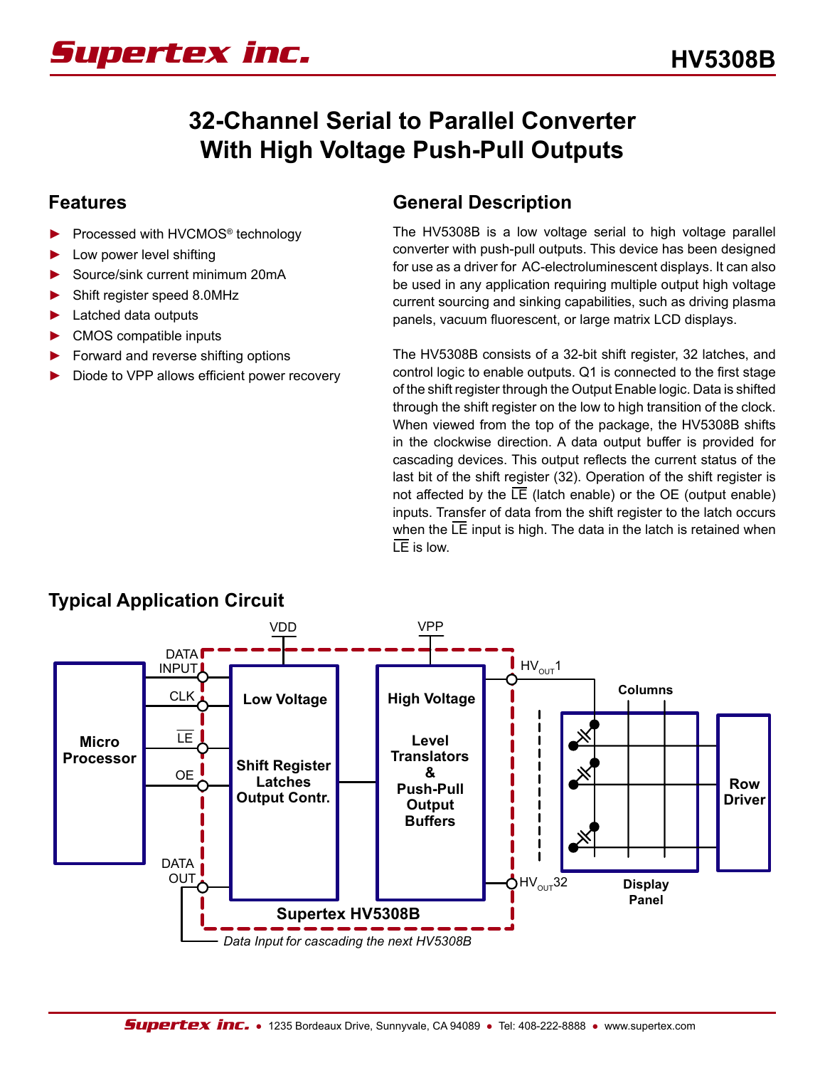# 32-Channel Serial to Parallel Converter With High Voltage Push-Pull Outputs

## Features

- Processed with HVCMOS® technology
- Low power level shifting
- Source/sink current minimum 20mA
- Shift register speed 8.0MHz
- Latched data outputs
- CMOS compatible inputs
- Forward and reverse shifting options
- Diode to VPP allows efficient power recovery

## General Description

The HV5308B is a low voltage serial to high voltage parallel converter with push-pull outputs. This device has been designed for use as a driver for AC-electroluminescent displays. It can also be used in any application requiring multiple output high voltage current sourcing and sinking capabilities, such as driving plasma panels, vacuum fluorescent, or large matrix LCD displays.

The HV5308B consists of a 32-bit shift register, 32 latches, and control logic to enable outputs. Q1 is connected to the first stage of the shift register through the Output Enable logic. Data is shifted through the shift register on the low to high transition of the clock. When viewed from the top of the package, the HV5308B shifts in the clockwise direction. A data output buffer is provided for cascading devices. This output reflects the current status of the last bit of the shift register (32). Operation of the shift register is not affected by the $\overline{LE}$ (latch enable) or the OE (output enable) inputs. Transfer of data from the shift register to the latch occurs when the $\overline{LE}$ input is high. The data in the latch is retained when $\overline{LE}$ is low.

## Typical Application Circuit

VDD, VPP, DATA INPUT, CLK, $\overline{LE}$, OE, DATA OUT, Micro Processor, Low Voltage Shift Register Latches Output Contr., High Voltage Level Translators & Push-Pull Output Buffers, $HV_{OUT}1$, $HV_{OUT}32$, Columns, Display Panel, Row Driver, Supertex HV5308B

*Data Input for cascading the next HV5308B*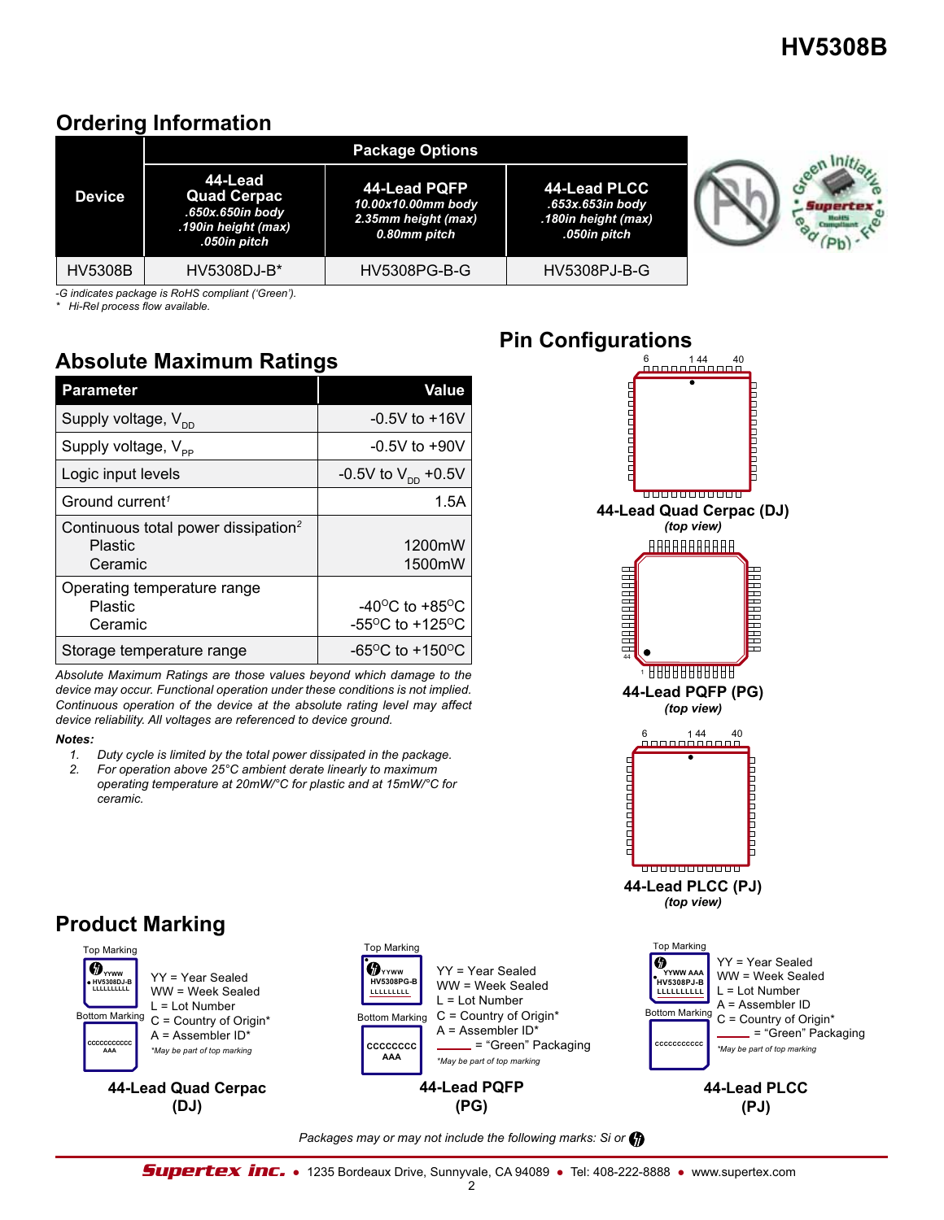## Ordering Information

| Device | Package Options | | |
|---|---|---|---|
| | 44-Lead Quad Cerpac .650x.650in body .190in height (max) .050in pitch | 44-Lead PQFP 10.00x10.00mm body 2.35mm height (max) 0.80mm pitch | 44-Lead PLCC .653x.653in body .180in height (max) .050in pitch |
| HV5308B | HV5308DJ-B* | HV5308PG-B-G | HV5308PJ-B-G |

*-G indicates package is RoHS compliant ('Green').*
*\* Hi-Rel process flow available.*

## Absolute Maximum Ratings

| Parameter | Value |
|---|---|
| Supply voltage, $V_{DD}$ | -0.5V to +16V |
| Supply voltage, $V_{PP}$ | -0.5V to +90V |
| Logic input levels | -0.5V to $V_{DD}$ +0.5V |
| Ground current[1] | 1.5A |
| Continuous total power dissipation[2] Plastic | 1200mW |
| Continuous total power dissipation[2] Ceramic | 1500mW |
| Operating temperature range Plastic | -40°C to +85°C |
| Operating temperature range Ceramic | -55°C to +125°C |
| Storage temperature range | -65°C to +150°C |

*Absolute Maximum Ratings are those values beyond which damage to the device may occur. Functional operation under these conditions is not implied. Continuous operation of the device at the absolute rating level may affect device reliability. All voltages are referenced to device ground.*

***Notes:***

1. *Duty cycle is limited by the total power dissipated in the package.*
2. *For operation above 25°C ambient derate linearly to maximum operating temperature at 20mW/°C for plastic and at 15mW/°C for ceramic.*

## Pin Configurations

**44-Lead Quad Cerpac (DJ)**
*(top view)*

**44-Lead PQFP (PG)**
*(top view)*

**44-Lead PLCC (PJ)**
*(top view)*

## Product Marking

**44-Lead Quad Cerpac (DJ)**

Top Marking: YYWW / HV5308DJ-B / LLLLLLLLL
Bottom Marking: CCCCCCCCCCC / AAA

YY = Year Sealed
WW = Week Sealed
L = Lot Number
C = Country of Origin*
A = Assembler ID*

*\*May be part of top marking*

**44-Lead PQFP (PG)**

Top Marking: YYWW / HV5308PG-B / LLLLLLLL
Bottom Marking: CCCCCCCC / AAA

YY = Year Sealed
WW = Week Sealed
L = Lot Number
C = Country of Origin*
A = Assembler ID*
\_\_\_\_ = "Green" Packaging

*\*May be part of top marking*

**44-Lead PLCC (PJ)**

Top Marking: YYWW AAA / HV5308PJ-B / LLLLLLLLLL
Bottom Marking: CCCCCCCCCCC

YY = Year Sealed
WW = Week Sealed
L = Lot Number
A = Assembler ID
C = Country of Origin*
\_\_\_\_ = "Green" Packaging

*\*May be part of top marking*

*Packages may or may not include the following marks: Si or*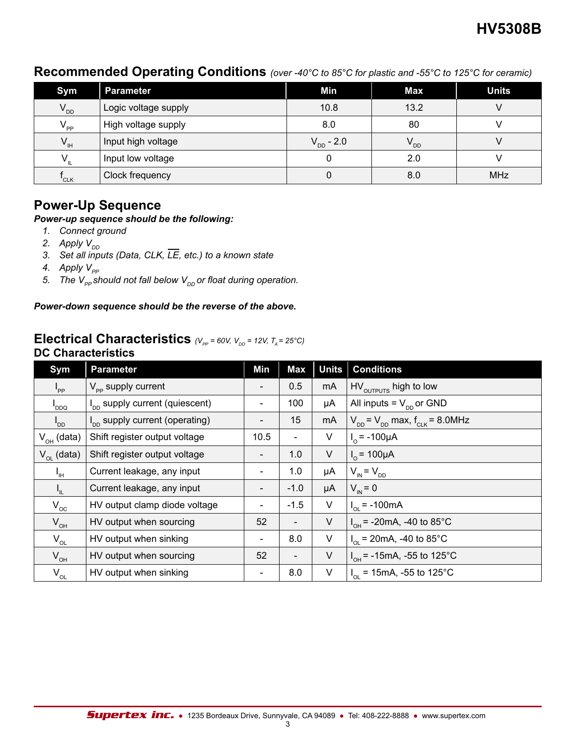## Recommended Operating Conditions *(over -40°C to 85°C for plastic and -55°C to 125°C for ceramic)*

| Sym | Parameter | Min | Max | Units |
|---|---|---|---|---|
| $V_{DD}$ | Logic voltage supply | 10.8 | 13.2 | V |
| $V_{PP}$ | High voltage supply | 8.0 | 80 | V |
| $V_{IH}$ | Input high voltage | $V_{DD}$ - 2.0 | $V_{DD}$ | V |
| $V_{IL}$ | Input low voltage | 0 | 2.0 | V |
| $f_{CLK}$ | Clock frequency | 0 | 8.0 | MHz |

## Power-Up Sequence

***Power-up sequence should be the following:***

1. *Connect ground*
2. *Apply $V_{DD}$*
3. *Set all inputs (Data, CLK, $\overline{LE}$, etc.) to a known state*
4. *Apply $V_{PP}$*
5. *The $V_{PP}$ should not fall below $V_{DD}$ or float during operation.*

***Power-down sequence should be the reverse of the above.***

## Electrical Characteristics *($V_{PP}$ = 60V, $V_{DD}$ = 12V, $T_A$ = 25°C)*

### DC Characteristics

| Sym | Parameter | Min | Max | Units | Conditions |
|---|---|---|---|---|---|
| $I_{PP}$ | $V_{PP}$ supply current | - | 0.5 | mA | $HV_{OUTPUTS}$ high to low |
| $I_{DDQ}$ | $I_{DD}$ supply current (quiescent) | - | 100 | µA | All inputs = $V_{DD}$ or GND |
| $I_{DD}$ | $I_{DD}$ supply current (operating) | - | 15 | mA | $V_{DD}$ = $V_{DD}$ max, $f_{CLK}$ = 8.0MHz |
| $V_{OH}$ (data) | Shift register output voltage | 10.5 | - | V | $I_O$ = -100µA |
| $V_{OL}$ (data) | Shift register output voltage | - | 1.0 | V | $I_O$ = 100µA |
| $I_{IH}$ | Current leakage, any input | - | 1.0 | µA | $V_{IN}$ = $V_{DD}$ |
| $I_{IL}$ | Current leakage, any input | - | -1.0 | µA | $V_{IN}$ = 0 |
| $V_{OC}$ | HV output clamp diode voltage | - | -1.5 | V | $I_{OL}$ = -100mA |
| $V_{OH}$ | HV output when sourcing | 52 | - | V | $I_{OH}$ = -20mA, -40 to 85°C |
| $V_{OL}$ | HV output when sinking | - | 8.0 | V | $I_{OL}$ = 20mA, -40 to 85°C |
| $V_{OH}$ | HV output when sourcing | 52 | - | V | $I_{OH}$ = -15mA, -55 to 125°C |
| $V_{OL}$ | HV output when sinking | - | 8.0 | V | $I_{OL}$ = 15mA, -55 to 125°C |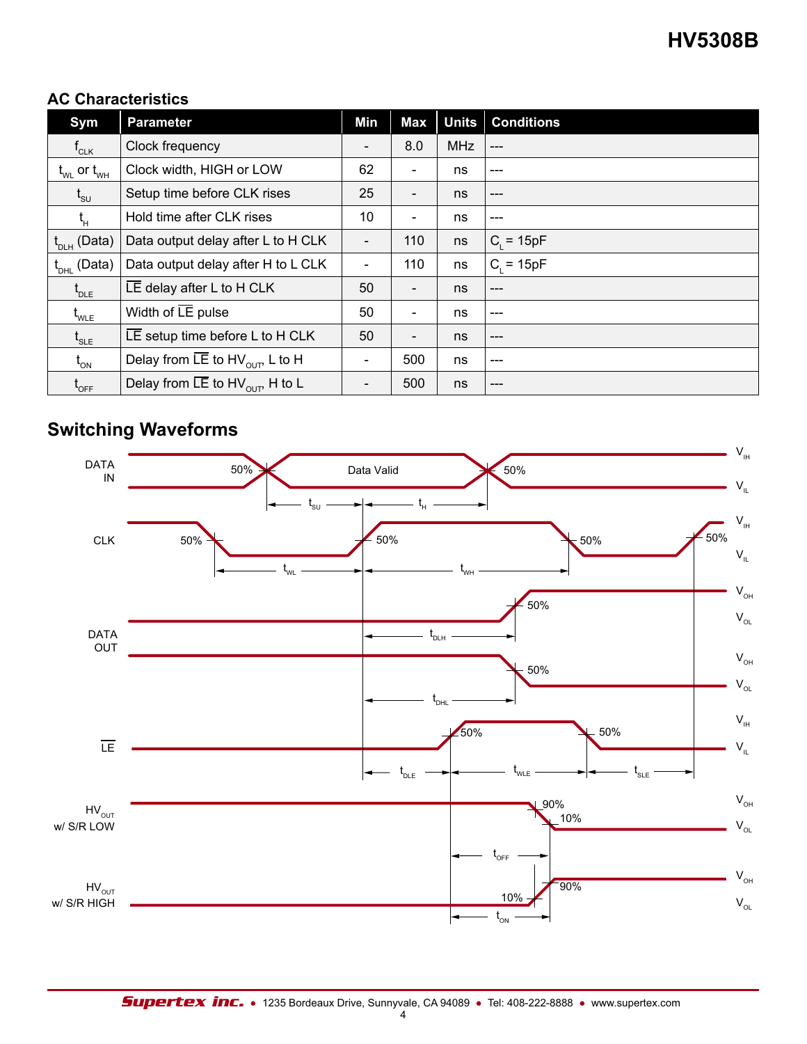## AC Characteristics

| Sym | Parameter | Min | Max | Units | Conditions |
|---|---|---|---|---|---|
| $f_{CLK}$ | Clock frequency | - | 8.0 | MHz | --- |
| $t_{WL}$ or $t_{WH}$ | Clock width, HIGH or LOW | 62 | - | ns | --- |
| $t_{SU}$ | Setup time before CLK rises | 25 | - | ns | --- |
| $t_H$ | Hold time after CLK rises | 10 | - | ns | --- |
| $t_{DLH}$ (Data) | Data output delay after L to H CLK | - | 110 | ns | $C_L$ = 15pF |
| $t_{DHL}$ (Data) | Data output delay after H to L CLK | - | 110 | ns | $C_L$ = 15pF |
| $t_{DLE}$ | $\overline{LE}$ delay after L to H CLK | 50 | - | ns | --- |
| $t_{WLE}$ | Width of $\overline{LE}$ pulse | 50 | - | ns | --- |
| $t_{SLE}$ | $\overline{LE}$ setup time before L to H CLK | 50 | - | ns | --- |
| $t_{ON}$ | Delay from $\overline{LE}$ to $HV_{OUT}$, L to H | - | 500 | ns | --- |
| $t_{OFF}$ | Delay from $\overline{LE}$ to $HV_{OUT}$, H to L | - | 500 | ns | --- |

## Switching Waveforms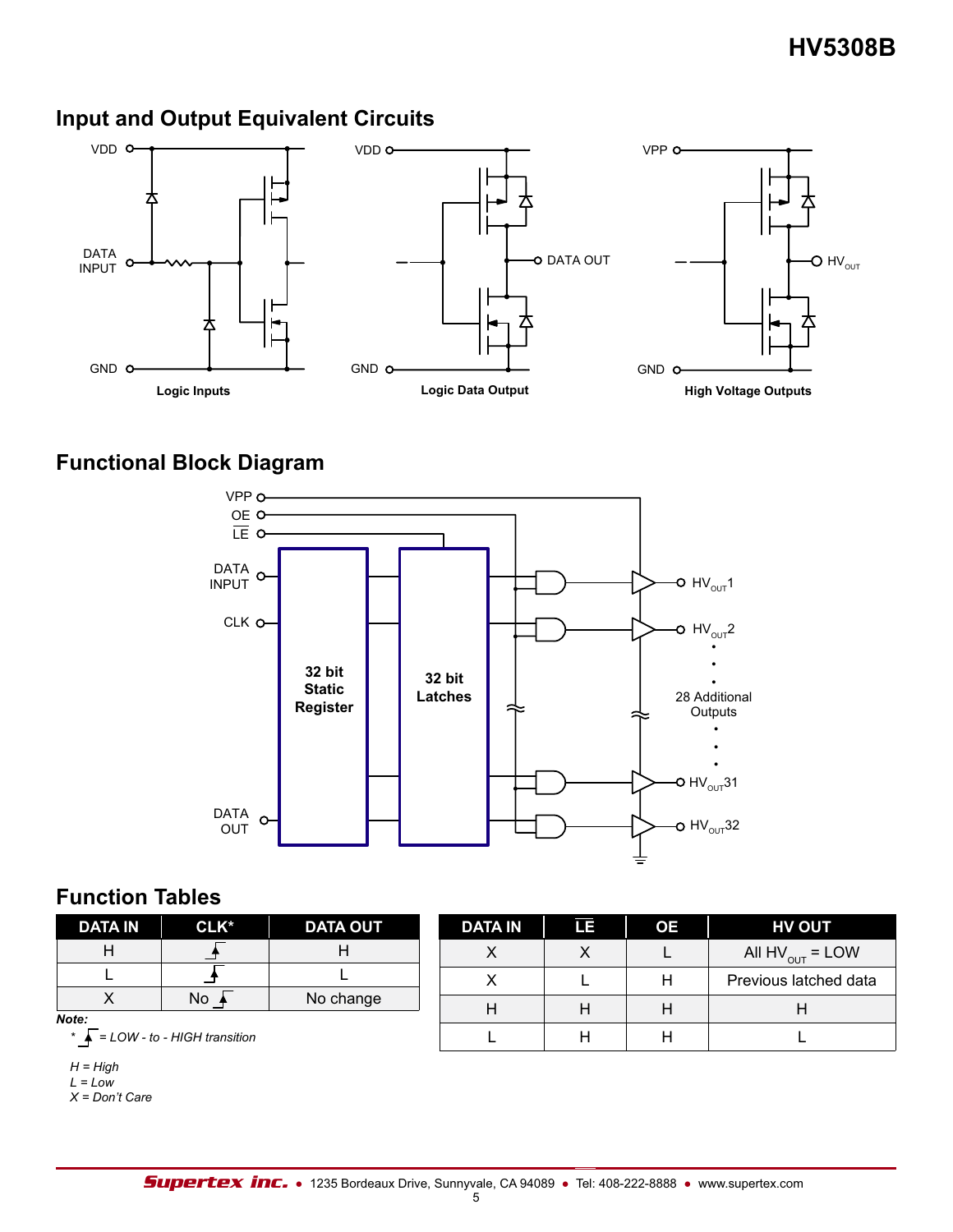## Input and Output Equivalent Circuits

Logic Inputs

Logic Data Output

High Voltage Outputs

## Functional Block Diagram

## Function Tables

| DATA IN | CLK* | DATA OUT |
|---|---|---|
| H | ↑ | H |
| L | ↑ | L |
| X | No ↑ | No change |

***Note:***

*\* ↑ = LOW - to - HIGH transition*

*H = High*
*L = Low*
*X = Don't Care*

| DATA IN | $\overline{LE}$ | OE | HV OUT |
|---|---|---|---|
| X | X | L | All $HV_{OUT}$ = LOW |
| X | L | H | Previous latched data |
| H | H | H | H |
| L | H | H | L |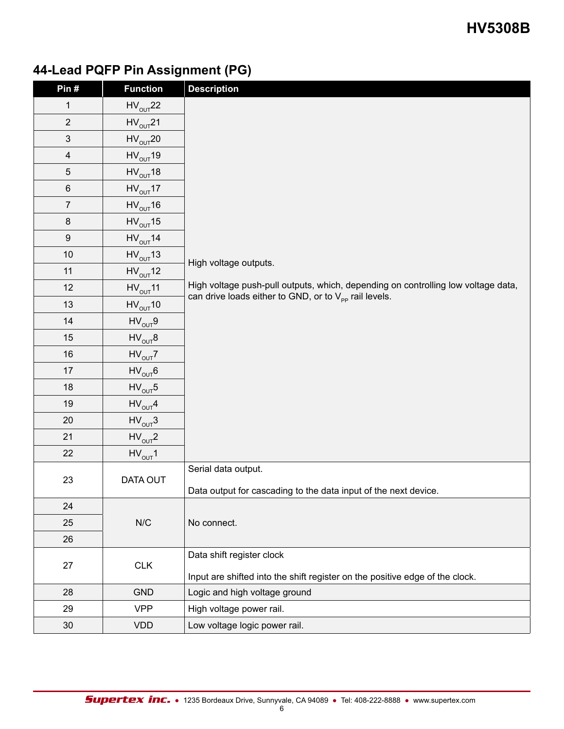## 44-Lead PQFP Pin Assignment (PG)

| Pin # | Function | Description |
|---|---|---|
| 1 | $HV_{OUT}22$ | High voltage outputs.<br><br>High voltage push-pull outputs, which, depending on controlling low voltage data, can drive loads either to GND, or to $V_{PP}$ rail levels. |
| 2 | $HV_{OUT}21$ | |
| 3 | $HV_{OUT}20$ | |
| 4 | $HV_{OUT}19$ | |
| 5 | $HV_{OUT}18$ | |
| 6 | $HV_{OUT}17$ | |
| 7 | $HV_{OUT}16$ | |
| 8 | $HV_{OUT}15$ | |
| 9 | $HV_{OUT}14$ | |
| 10 | $HV_{OUT}13$ | |
| 11 | $HV_{OUT}12$ | |
| 12 | $HV_{OUT}11$ | |
| 13 | $HV_{OUT}10$ | |
| 14 | $HV_{OUT}9$ | |
| 15 | $HV_{OUT}8$ | |
| 16 | $HV_{OUT}7$ | |
| 17 | $HV_{OUT}6$ | |
| 18 | $HV_{OUT}5$ | |
| 19 | $HV_{OUT}4$ | |
| 20 | $HV_{OUT}3$ | |
| 21 | $HV_{OUT}2$ | |
| 22 | $HV_{OUT}1$ | |
| 23 | DATA OUT | Serial data output.<br><br>Data output for cascading to the data input of the next device. |
| 24 | N/C | No connect. |
| 25 | | |
| 26 | | |
| 27 | CLK | Data shift register clock<br><br>Input are shifted into the shift register on the positive edge of the clock. |
| 28 | GND | Logic and high voltage ground |
| 29 | VPP | High voltage power rail. |
| 30 | VDD | Low voltage logic power rail. |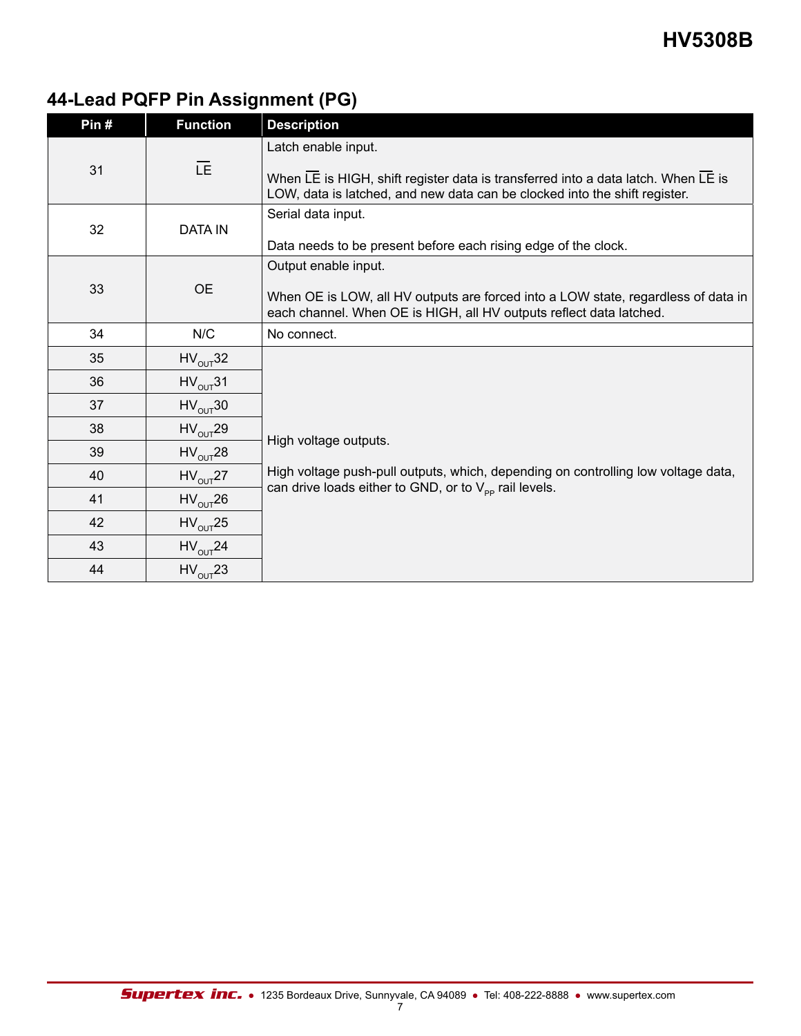## 44-Lead PQFP Pin Assignment (PG)

| Pin # | Function | Description |
|---|---|---|
| 31 | $\overline{LE}$ | Latch enable input.<br><br>When $\overline{LE}$ is HIGH, shift register data is transferred into a data latch. When $\overline{LE}$ is LOW, data is latched, and new data can be clocked into the shift register. |
| 32 | DATA IN | Serial data input.<br><br>Data needs to be present before each rising edge of the clock. |
| 33 | OE | Output enable input.<br><br>When OE is LOW, all HV outputs are forced into a LOW state, regardless of data in each channel. When OE is HIGH, all HV outputs reflect data latched. |
| 34 | N/C | No connect. |
| 35 | $HV_{OUT}32$ | High voltage outputs.<br><br>High voltage push-pull outputs, which, depending on controlling low voltage data, can drive loads either to GND, or to $V_{PP}$ rail levels. |
| 36 | $HV_{OUT}31$ | |
| 37 | $HV_{OUT}30$ | |
| 38 | $HV_{OUT}29$ | |
| 39 | $HV_{OUT}28$ | |
| 40 | $HV_{OUT}27$ | |
| 41 | $HV_{OUT}26$ | |
| 42 | $HV_{OUT}25$ | |
| 43 | $HV_{OUT}24$ | |
| 44 | $HV_{OUT}23$ | |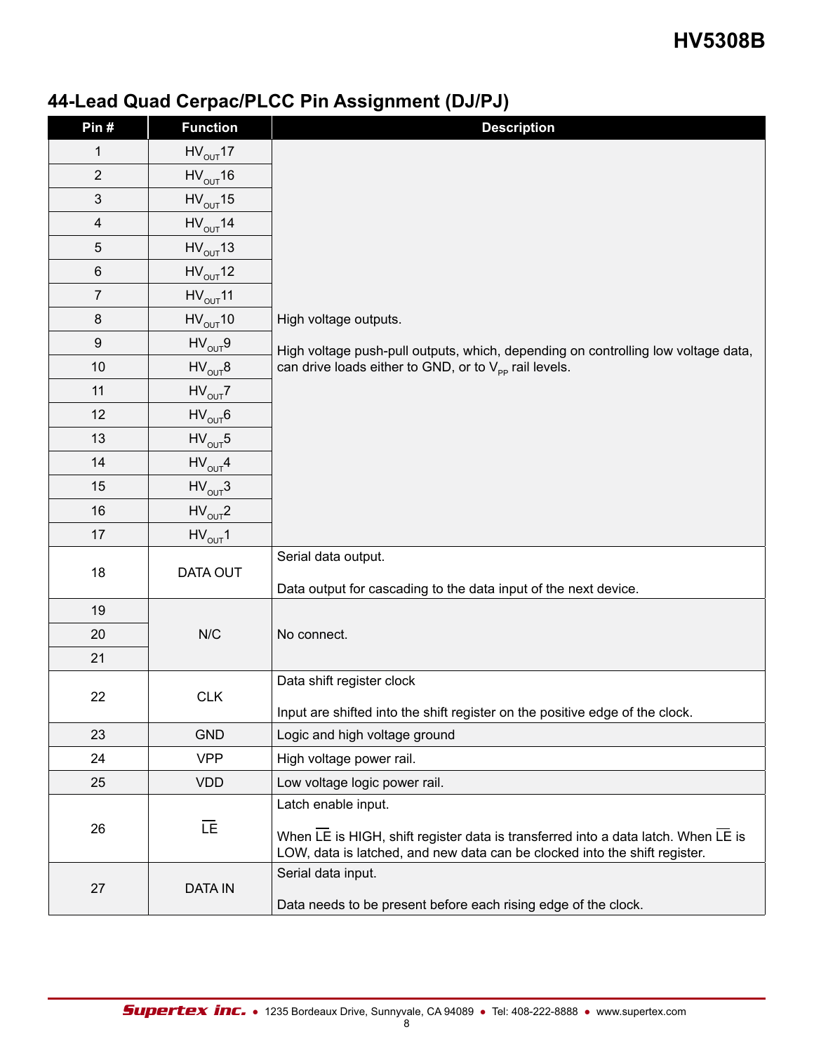## 44-Lead Quad Cerpac/PLCC Pin Assignment (DJ/PJ)

| Pin # | Function | Description |
|---|---|---|
| 1 | $HV_{OUT}17$ | High voltage outputs. High voltage push-pull outputs, which, depending on controlling low voltage data, can drive loads either to GND, or to $V_{PP}$ rail levels. |
| 2 | $HV_{OUT}16$ | |
| 3 | $HV_{OUT}15$ | |
| 4 | $HV_{OUT}14$ | |
| 5 | $HV_{OUT}13$ | |
| 6 | $HV_{OUT}12$ | |
| 7 | $HV_{OUT}11$ | |
| 8 | $HV_{OUT}10$ | |
| 9 | $HV_{OUT}9$ | |
| 10 | $HV_{OUT}8$ | |
| 11 | $HV_{OUT}7$ | |
| 12 | $HV_{OUT}6$ | |
| 13 | $HV_{OUT}5$ | |
| 14 | $HV_{OUT}4$ | |
| 15 | $HV_{OUT}3$ | |
| 16 | $HV_{OUT}2$ | |
| 17 | $HV_{OUT}1$ | |
| 18 | DATA OUT | Serial data output. Data output for cascading to the data input of the next device. |
| 19 | N/C | No connect. |
| 20 | | |
| 21 | | |
| 22 | CLK | Data shift register clock. Input are shifted into the shift register on the positive edge of the clock. |
| 23 | GND | Logic and high voltage ground |
| 24 | VPP | High voltage power rail. |
| 25 | VDD | Low voltage logic power rail. |
| 26 | $\overline{LE}$ | Latch enable input. When $\overline{LE}$ is HIGH, shift register data is transferred into a data latch. When $\overline{LE}$ is LOW, data is latched, and new data can be clocked into the shift register. |
| 27 | DATA IN | Serial data input. Data needs to be present before each rising edge of the clock. |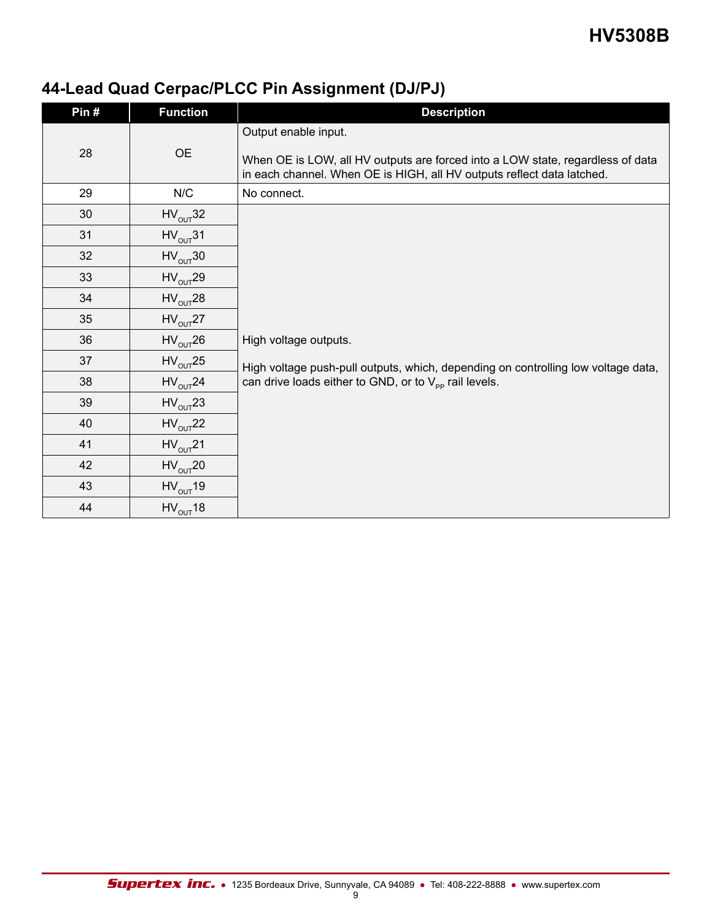## 44-Lead Quad Cerpac/PLCC Pin Assignment (DJ/PJ)

| Pin # | Function | Description |
|---|---|---|
| 28 | OE | Output enable input.<br><br>When OE is LOW, all HV outputs are forced into a LOW state, regardless of data in each channel. When OE is HIGH, all HV outputs reflect data latched. |
| 29 | N/C | No connect. |
| 30 | $HV_{OUT}32$ | High voltage outputs.<br><br>High voltage push-pull outputs, which, depending on controlling low voltage data, can drive loads either to GND, or to $V_{PP}$ rail levels. |
| 31 | $HV_{OUT}31$ | |
| 32 | $HV_{OUT}30$ | |
| 33 | $HV_{OUT}29$ | |
| 34 | $HV_{OUT}28$ | |
| 35 | $HV_{OUT}27$ | |
| 36 | $HV_{OUT}26$ | |
| 37 | $HV_{OUT}25$ | |
| 38 | $HV_{OUT}24$ | |
| 39 | $HV_{OUT}23$ | |
| 40 | $HV_{OUT}22$ | |
| 41 | $HV_{OUT}21$ | |
| 42 | $HV_{OUT}20$ | |
| 43 | $HV_{OUT}19$ | |
| 44 | $HV_{OUT}18$ | |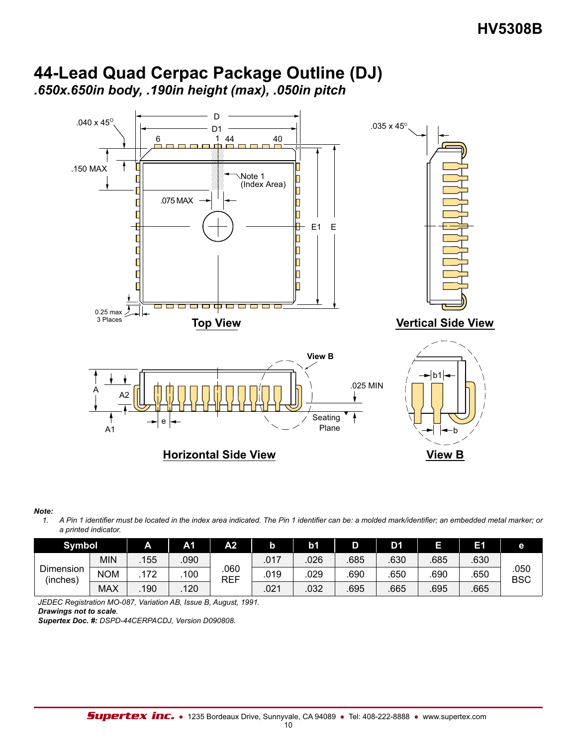# 44-Lead Quad Cerpac Package Outline (DJ)

***.650x.650in body, .190in height (max), .050in pitch***

**Top View**

**Vertical Side View**

**Horizontal Side View**

**View B**

***Note:***

1. *A Pin 1 identifier must be located in the index area indicated. The Pin 1 identifier can be: a molded mark/identifier; an embedded metal marker; or a printed indicator.*

| Symbol | | A | A1 | A2 | b | b1 | D | D1 | E | E1 | e |
|---|---|---|---|---|---|---|---|---|---|---|---|
| Dimension (inches) | MIN | .155 | .090 | .060 REF | .017 | .026 | .685 | .630 | .685 | .630 | .050 BSC |
| | NOM | .172 | .100 | | .019 | .029 | .690 | .650 | .690 | .650 | |
| | MAX | .190 | .120 | | .021 | .032 | .695 | .665 | .695 | .665 | |

*JEDEC Registration MO-087, Variation AB, Issue B, August, 1991.*

***Drawings not to scale.***

***Supertex Doc. #:*** *DSPD-44CERPACDJ, Version D090808.*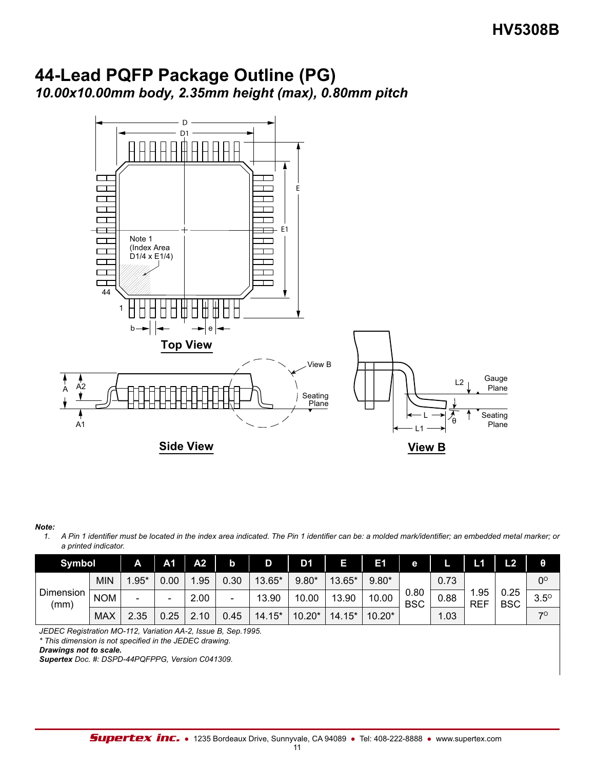# 44-Lead PQFP Package Outline (PG)

***10.00x10.00mm body, 2.35mm height (max), 0.80mm pitch***

**Top View**

**Side View**

**View B**

***Note:***

1. *A Pin 1 identifier must be located in the index area indicated. The Pin 1 identifier can be: a molded mark/identifier; an embedded metal marker; or a printed indicator.*

| Symbol | | A | A1 | A2 | b | D | D1 | E | E1 | e | L | L1 | L2 | θ |
|---|---|---|---|---|---|---|---|---|---|---|---|---|---|---|
| Dimension (mm) | MIN | 1.95* | 0.00 | 1.95 | 0.30 | 13.65* | 9.80* | 13.65* | 9.80* | 0.80 BSC | 0.73 | 1.95 REF | 0.25 BSC | 0° |
| | NOM | - | - | 2.00 | - | 13.90 | 10.00 | 13.90 | 10.00 | | 0.88 | | | 3.5° |
| | MAX | 2.35 | 0.25 | 2.10 | 0.45 | 14.15* | 10.20* | 14.15* | 10.20* | | 1.03 | | | 7° |

*JEDEC Registration MO-112, Variation AA-2, Issue B, Sep.1995.*

*\* This dimension is not specified in the JEDEC drawing.*

***Drawings not to scale.***

***Supertex** Doc. #: DSPD-44PQFPPG, Version C041309.*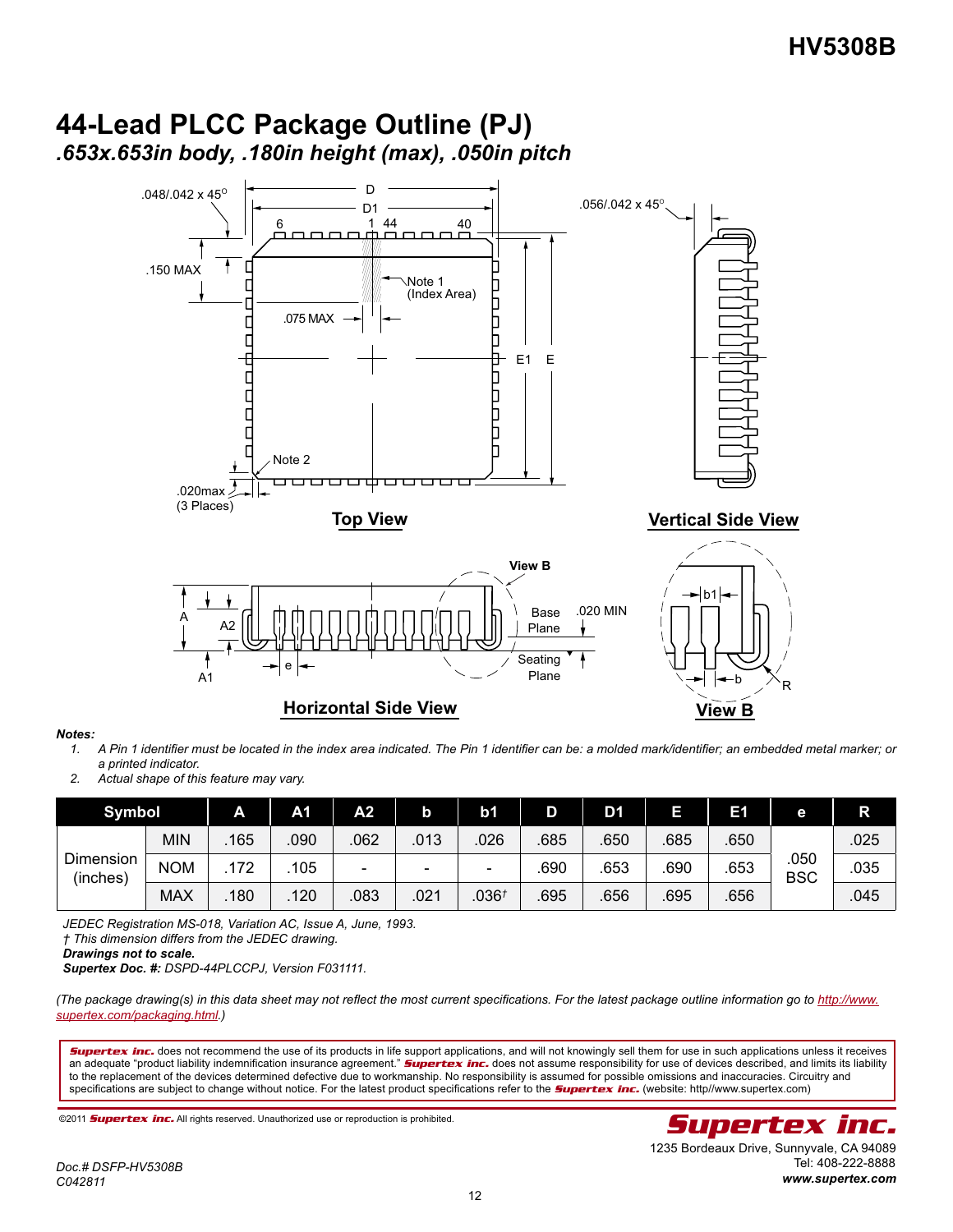## 44-Lead PLCC Package Outline (PJ)

### *.653x.653in body, .180in height (max), .050in pitch*

**Notes:**

1. *A Pin 1 identifier must be located in the index area indicated. The Pin 1 identifier can be: a molded mark/identifier; an embedded metal marker; or a printed indicator.*
2. *Actual shape of this feature may vary.*

| Symbol | | A | A1 | A2 | b | b1 | D | D1 | E | E1 | e | R |
|---|---|---|---|---|---|---|---|---|---|---|---|---|
| Dimension (inches) | MIN | .165 | .090 | .062 | .013 | .026 | .685 | .650 | .685 | .650 | .050 BSC | .025 |
| | NOM | .172 | .105 | - | - | - | .690 | .653 | .690 | .653 | | .035 |
| | MAX | .180 | .120 | .083 | .021 | .036† | .695 | .656 | .695 | .656 | | .045 |

*JEDEC Registration MS-018, Variation AC, Issue A, June, 1993.*
*† This dimension differs from the JEDEC drawing.*
***Drawings not to scale.***
***Supertex Doc. #:** DSPD-44PLCCPJ, Version F031111.*

*(The package drawing(s) in this data sheet may not reflect the most current specifications. For the latest package outline information go to http://www.supertex.com/packaging.html.)*

***Supertex inc.*** does not recommend the use of its products in life support applications, and will not knowingly sell them for use in such applications unless it receives an adequate "product liability indemnification insurance agreement." ***Supertex inc.*** does not assume responsibility for use of devices described, and limits its liability to the replacement of the devices determined defective due to workmanship. No responsibility is assumed for possible omissions and inaccuracies. Circuitry and specifications are subject to change without notice. For the latest product specifications refer to the ***Supertex inc.*** (website: http//www.supertex.com)

©2011 ***Supertex inc.*** All rights reserved. Unauthorized use or reproduction is prohibited.

***Supertex inc.***
1235 Bordeaux Drive, Sunnyvale, CA 94089
Tel: 408-222-8888
***www.supertex.com***

*Doc.# DSFP-HV5308B*
*C042811*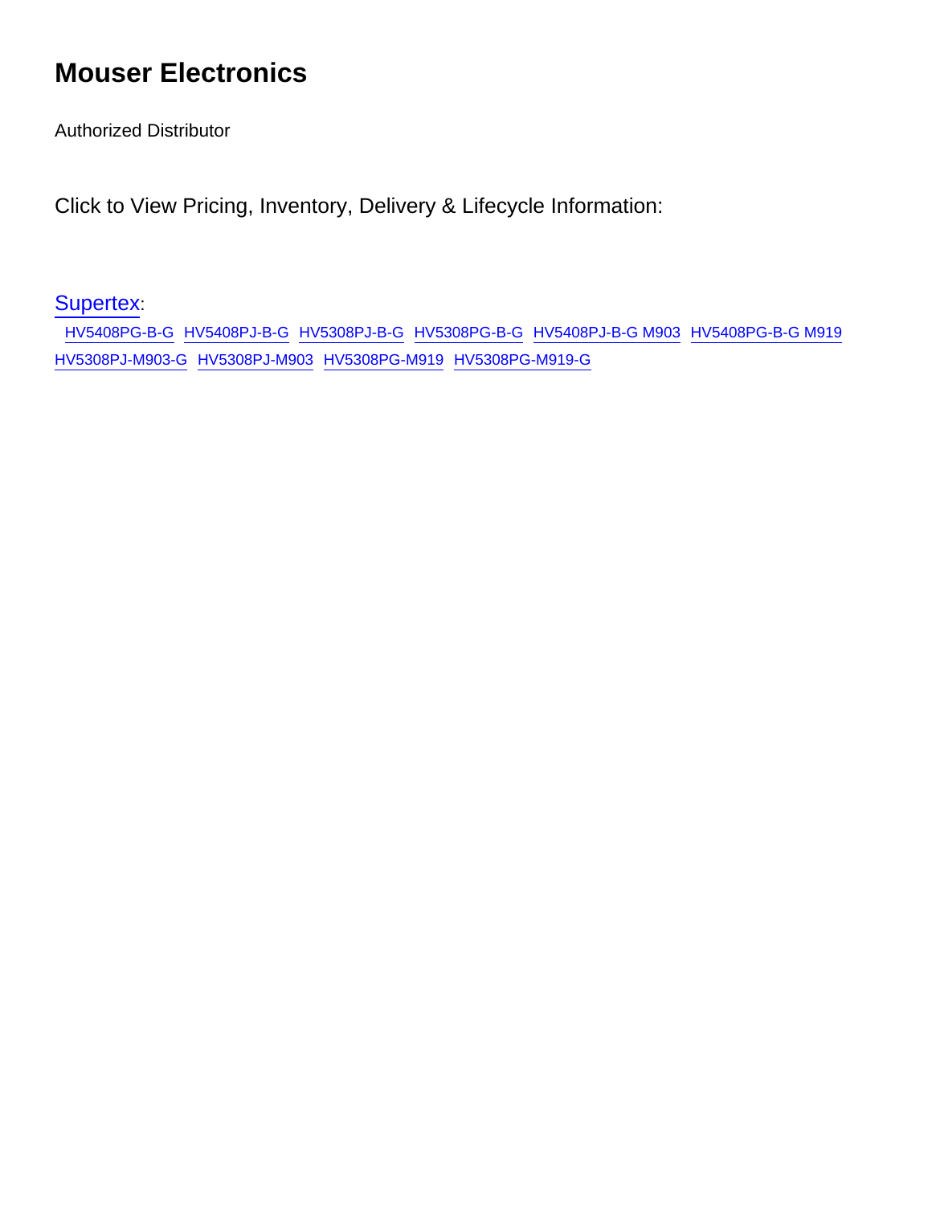# Mouser Electronics

Authorized Distributor

Click to View Pricing, Inventory, Delivery & Lifecycle Information:

Supertex:

HV5408PG-B-G HV5408PJ-B-G HV5308PJ-B-G HV5308PG-B-G HV5408PJ-B-G M903 HV5408PG-B-G M919 HV5308PJ-M903-G HV5308PJ-M903 HV5308PG-M919 HV5308PG-M919-G